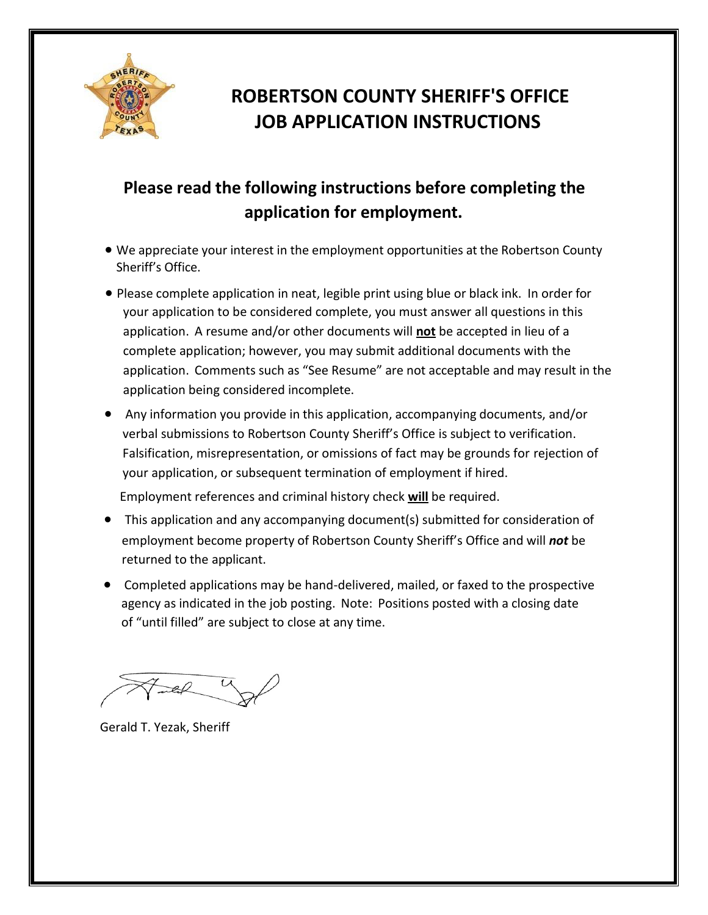# ROBERTSON COUNTY SHERIFF'S OFFICE JOB APPLICATION INSTRUCTIONS

## Please read the following instructions before completing the application for employment.

- We appreciate your interest in the employment opportunities at the Robertson County Sheriff's Office.
- Please complete application in neat, legible print using blue or black ink. In order for your application to be considered complete, you must answer all questions in this application. A resume and/or other documents will **<u>not</u>** be accepted in lieu of a complete application; however, you may submit additional documents with the application. Comments such as "See Resume" are not acceptable and may result in the application being considered incomplete.
- Any information you provide in this application, accompanying documents, and/or verbal submissions to Robertson County Sheriff's Office is subject to verification. Falsification, misrepresentation, or omissions of fact may be grounds for rejection of your application, or subsequent termination of employment if hired.

  Employment references and criminal history check **<u>will</u>** be required.
- This application and any accompanying document(s) submitted for consideration of employment become property of Robertson County Sheriff's Office and will ***not*** be returned to the applicant.
- Completed applications may be hand-delivered, mailed, or faxed to the prospective agency as indicated in the job posting. Note: Positions posted with a closing date of "until filled" are subject to close at any time.

Gerald T. Yezak, Sheriff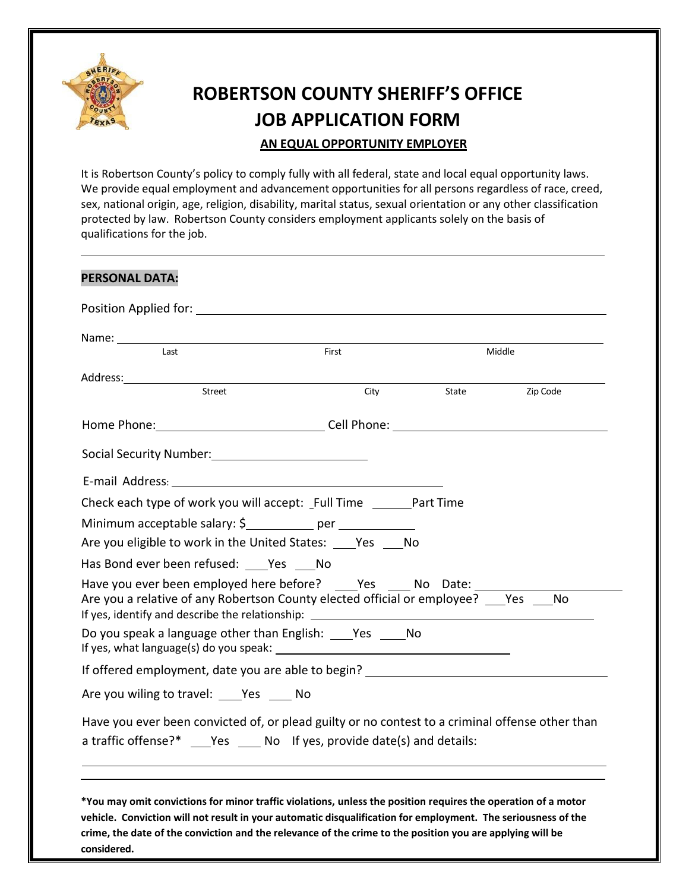# ROBERTSON COUNTY SHERIFF'S OFFICE
# JOB APPLICATION FORM

**AN EQUAL OPPORTUNITY EMPLOYER**

It is Robertson County's policy to comply fully with all federal, state and local equal opportunity laws. We provide equal employment and advancement opportunities for all persons regardless of race, creed, sex, national origin, age, religion, disability, marital status, sexual orientation or any other classification protected by law. Robertson County considers employment applicants solely on the basis of qualifications for the job.

---

**PERSONAL DATA:**

Position Applied for: ______________________________________________

Name: ______________________________________________
Last &nbsp;&nbsp;&nbsp;&nbsp; First &nbsp;&nbsp;&nbsp;&nbsp; Middle

Address: ______________________________________________
Street &nbsp;&nbsp;&nbsp;&nbsp; City &nbsp;&nbsp;&nbsp;&nbsp; State &nbsp;&nbsp;&nbsp;&nbsp; Zip Code

Home Phone: ____________________ Cell Phone: ____________________

Social Security Number: ____________________

E-mail Address: ______________________________

Check each type of work you will accept: _Full Time ______Part Time

Minimum acceptable salary: $__________ per ___________

Are you eligible to work in the United States: ____Yes ___No

Has Bond ever been refused: ____Yes ___No

Have you ever been employed here before? ____Yes ____ No Date: ____________________

Are you a relative of any Robertson County elected official or employee? ___Yes ___No

If yes, identify and describe the relationship: ______________________________

Do you speak a language other than English: ___Yes ____No

If yes, what language(s) do you speak: ______________________________

If offered employment, date you are able to begin? ______________________________

Are you wiling to travel: ____Yes ____ No

Have you ever been convicted of, or plead guilty or no contest to a criminal offense other than a traffic offense?* ___Yes ____ No If yes, provide date(s) and details:

______________________________________________

______________________________________________

**\*You may omit convictions for minor traffic violations, unless the position requires the operation of a motor vehicle. Conviction will not result in your automatic disqualification for employment. The seriousness of the crime, the date of the conviction and the relevance of the crime to the position you are applying will be considered.**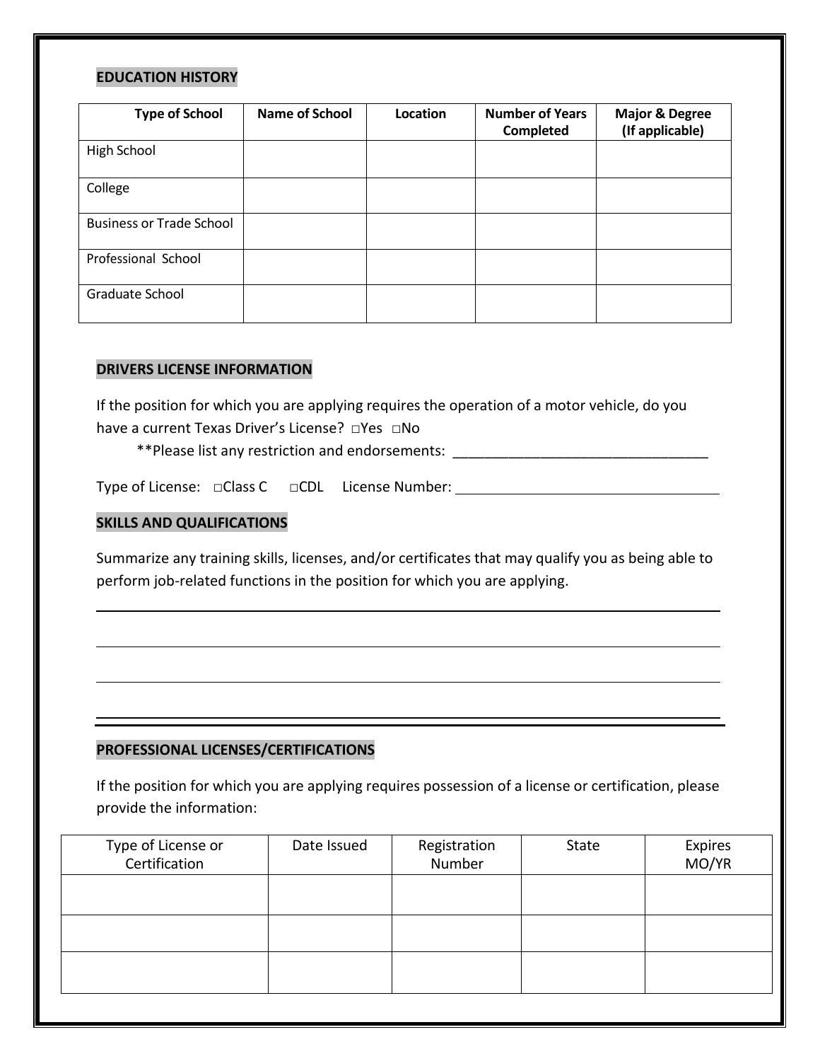## EDUCATION HISTORY

| Type of School | Name of School | Location | Number of Years Completed | Major & Degree (If applicable) |
|---|---|---|---|---|
| High School | | | | |
| College | | | | |
| Business or Trade School | | | | |
| Professional School | | | | |
| Graduate School | | | | |

## DRIVERS LICENSE INFORMATION

If the position for which you are applying requires the operation of a motor vehicle, do you have a current Texas Driver's License? □Yes □No

**Please list any restriction and endorsements: ________________________________

Type of License: □Class C □CDL License Number: ________________________________

## SKILLS AND QUALIFICATIONS

Summarize any training skills, licenses, and/or certificates that may qualify you as being able to perform job-related functions in the position for which you are applying.

________________________________________________________________________________

________________________________________________________________________________

________________________________________________________________________________

________________________________________________________________________________

## PROFESSIONAL LICENSES/CERTIFICATIONS

If the position for which you are applying requires possession of a license or certification, please provide the information:

| Type of License or Certification | Date Issued | Registration Number | State | Expires MO/YR |
|---|---|---|---|---|
| | | | | |
| | | | | |
| | | | | |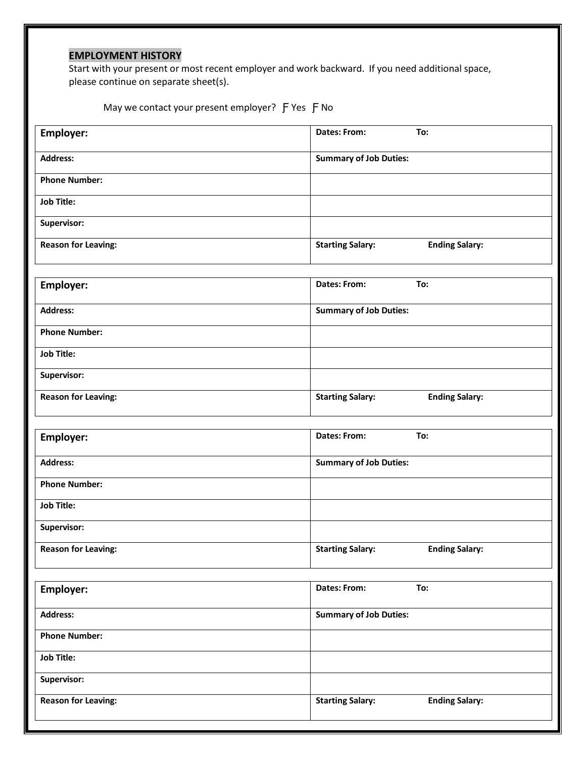## EMPLOYMENT HISTORY

Start with your present or most recent employer and work backward. If you need additional space, please continue on separate sheet(s).

May we contact your present employer? Ƒ Yes Ƒ No

| **Employer:** | **Dates: From: To:** |
|---|---|
| **Address:** | **Summary of Job Duties:** |
| **Phone Number:** | |
| **Job Title:** | |
| **Supervisor:** | |
| **Reason for Leaving:** | **Starting Salary: Ending Salary:** |

| **Employer:** | **Dates: From: To:** |
|---|---|
| **Address:** | **Summary of Job Duties:** |
| **Phone Number:** | |
| **Job Title:** | |
| **Supervisor:** | |
| **Reason for Leaving:** | **Starting Salary: Ending Salary:** |

| **Employer:** | **Dates: From: To:** |
|---|---|
| **Address:** | **Summary of Job Duties:** |
| **Phone Number:** | |
| **Job Title:** | |
| **Supervisor:** | |
| **Reason for Leaving:** | **Starting Salary: Ending Salary:** |

| **Employer:** | **Dates: From: To:** |
|---|---|
| **Address:** | **Summary of Job Duties:** |
| **Phone Number:** | |
| **Job Title:** | |
| **Supervisor:** | |
| **Reason for Leaving:** | **Starting Salary: Ending Salary:** |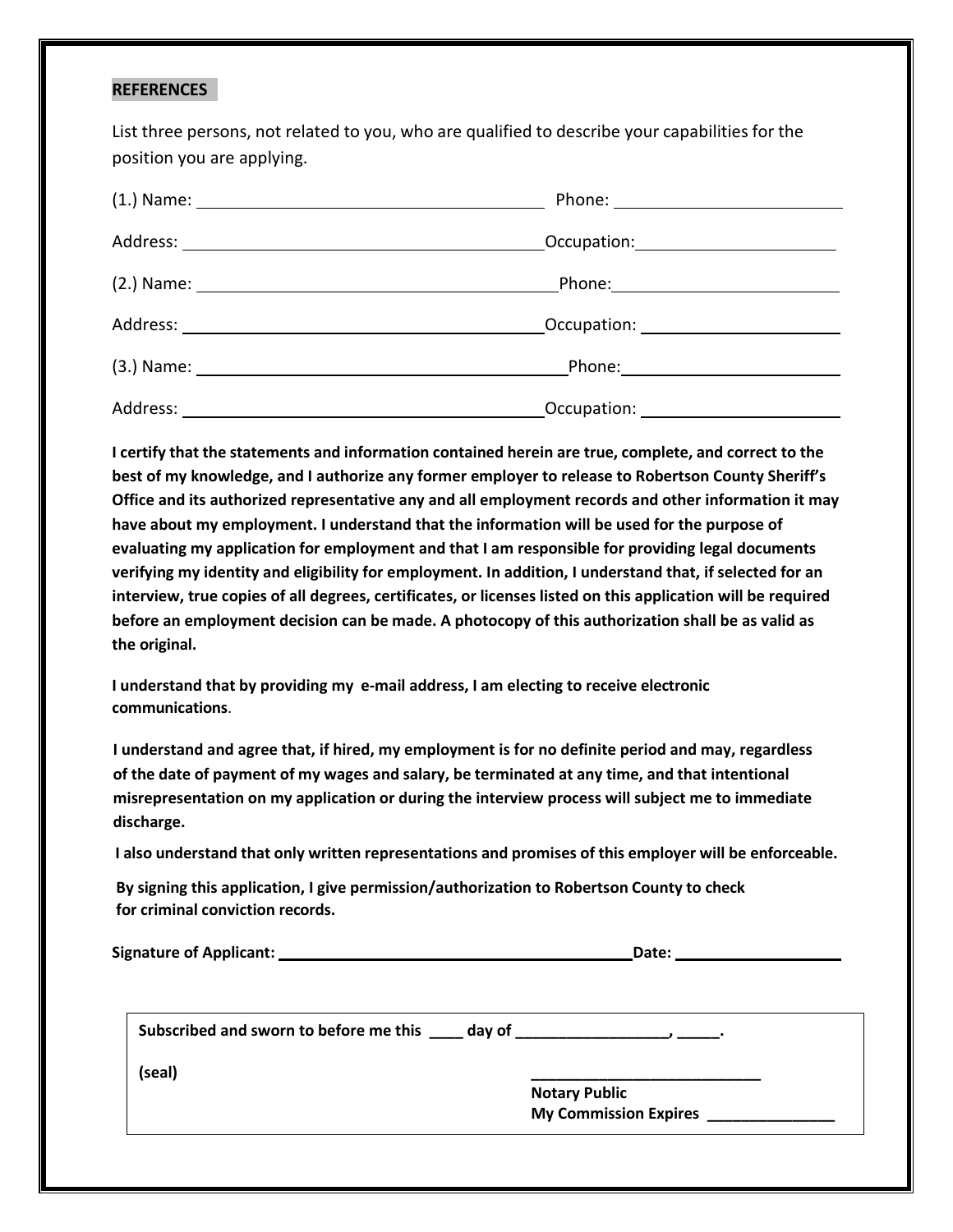## REFERENCES

List three persons, not related to you, who are qualified to describe your capabilities for the position you are applying.

(1.) Name: ______________________________ Phone: ____________________

Address: ______________________________ Occupation: ____________________

(2.) Name: ______________________________ Phone: ____________________

Address: ______________________________ Occupation: ____________________

(3.) Name: ______________________________ Phone: ____________________

Address: ______________________________ Occupation: ____________________

**I certify that the statements and information contained herein are true, complete, and correct to the best of my knowledge, and I authorize any former employer to release to Robertson County Sheriff's Office and its authorized representative any and all employment records and other information it may have about my employment. I understand that the information will be used for the purpose of evaluating my application for employment and that I am responsible for providing legal documents verifying my identity and eligibility for employment. In addition, I understand that, if selected for an interview, true copies of all degrees, certificates, or licenses listed on this application will be required before an employment decision can be made. A photocopy of this authorization shall be as valid as the original.**

**I understand that by providing my e-mail address, I am electing to receive electronic communications**.

**I understand and agree that, if hired, my employment is for no definite period and may, regardless of the date of payment of my wages and salary, be terminated at any time, and that intentional misrepresentation on my application or during the interview process will subject me to immediate discharge.**

**I also understand that only written representations and promises of this employer will be enforceable.**

**By signing this application, I give permission/authorization to Robertson County to check for criminal conviction records.**

**Signature of Applicant:** ______________________________ **Date:** ____________________

**Subscribed and sworn to before me this ____ day of __________________, _____.**

**(seal)**

____________________________
**Notary Public**
**My Commission Expires** _______________